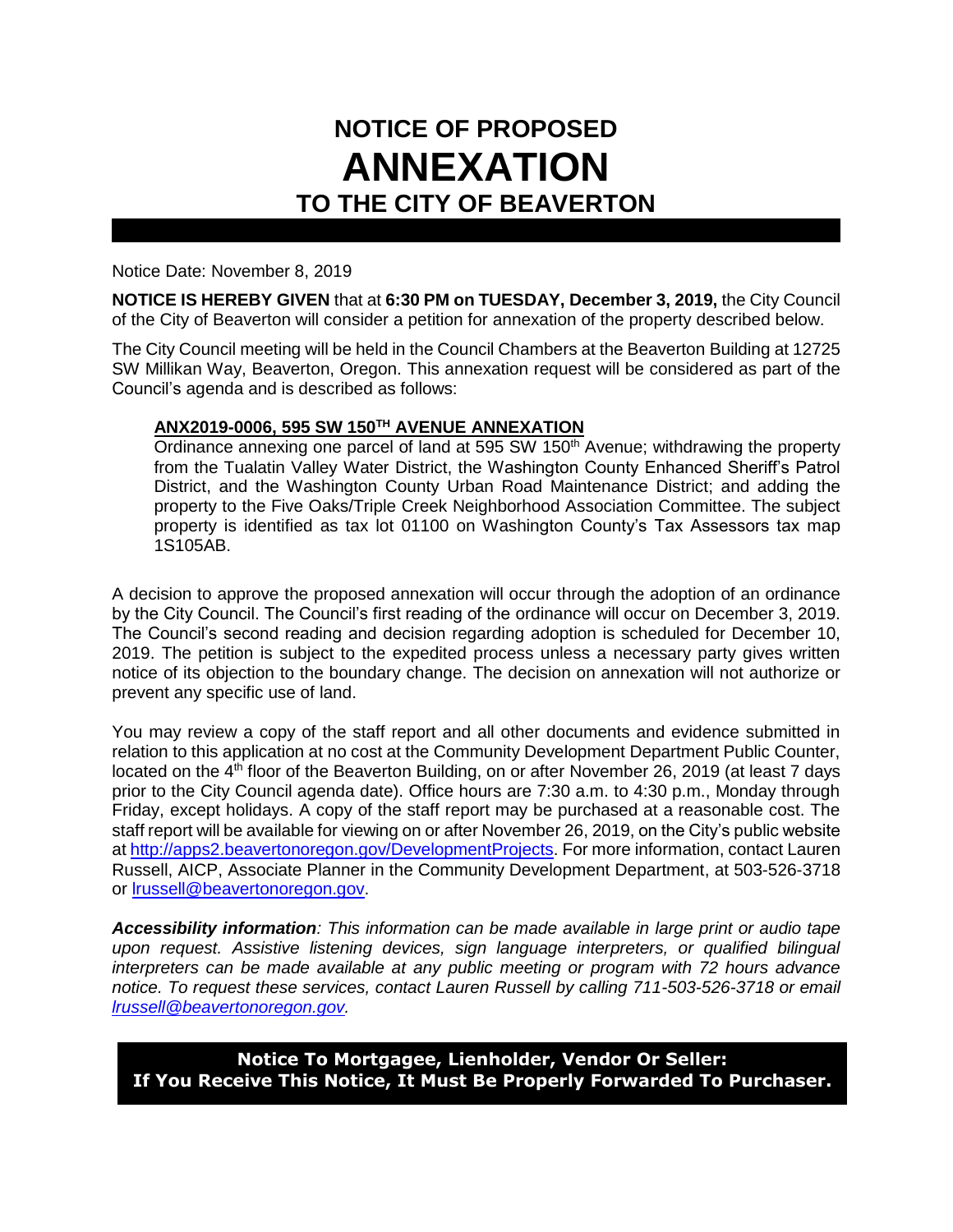# NOTICE OF PROPOSED
# ANNEXATION
# TO THE CITY OF BEAVERTON

Notice Date: November 8, 2019

**NOTICE IS HEREBY GIVEN** that at **6:30 PM on TUESDAY, December 3, 2019,** the City Council of the City of Beaverton will consider a petition for annexation of the property described below.

The City Council meeting will be held in the Council Chambers at the Beaverton Building at 12725 SW Millikan Way, Beaverton, Oregon. This annexation request will be considered as part of the Council's agenda and is described as follows:

> **ANX2019-0006, 595 SW 150TH AVENUE ANNEXATION**
> Ordinance annexing one parcel of land at 595 SW 150th Avenue; withdrawing the property from the Tualatin Valley Water District, the Washington County Enhanced Sheriff's Patrol District, and the Washington County Urban Road Maintenance District; and adding the property to the Five Oaks/Triple Creek Neighborhood Association Committee. The subject property is identified as tax lot 01100 on Washington County's Tax Assessors tax map 1S105AB.

A decision to approve the proposed annexation will occur through the adoption of an ordinance by the City Council. The Council's first reading of the ordinance will occur on December 3, 2019. The Council's second reading and decision regarding adoption is scheduled for December 10, 2019. The petition is subject to the expedited process unless a necessary party gives written notice of its objection to the boundary change. The decision on annexation will not authorize or prevent any specific use of land.

You may review a copy of the staff report and all other documents and evidence submitted in relation to this application at no cost at the Community Development Department Public Counter, located on the 4th floor of the Beaverton Building, on or after November 26, 2019 (at least 7 days prior to the City Council agenda date). Office hours are 7:30 a.m. to 4:30 p.m., Monday through Friday, except holidays. A copy of the staff report may be purchased at a reasonable cost. The staff report will be available for viewing on or after November 26, 2019, on the City's public website at http://apps2.beavertonoregon.gov/DevelopmentProjects. For more information, contact Lauren Russell, AICP, Associate Planner in the Community Development Department, at 503-526-3718 or lrussell@beavertonoregon.gov.

***Accessibility information****: This information can be made available in large print or audio tape upon request. Assistive listening devices, sign language interpreters, or qualified bilingual interpreters can be made available at any public meeting or program with 72 hours advance notice. To request these services, contact Lauren Russell by calling 711-503-526-3718 or email lrussell@beavertonoregon.gov.*

**Notice To Mortgagee, Lienholder, Vendor Or Seller:**
**If You Receive This Notice, It Must Be Properly Forwarded To Purchaser.**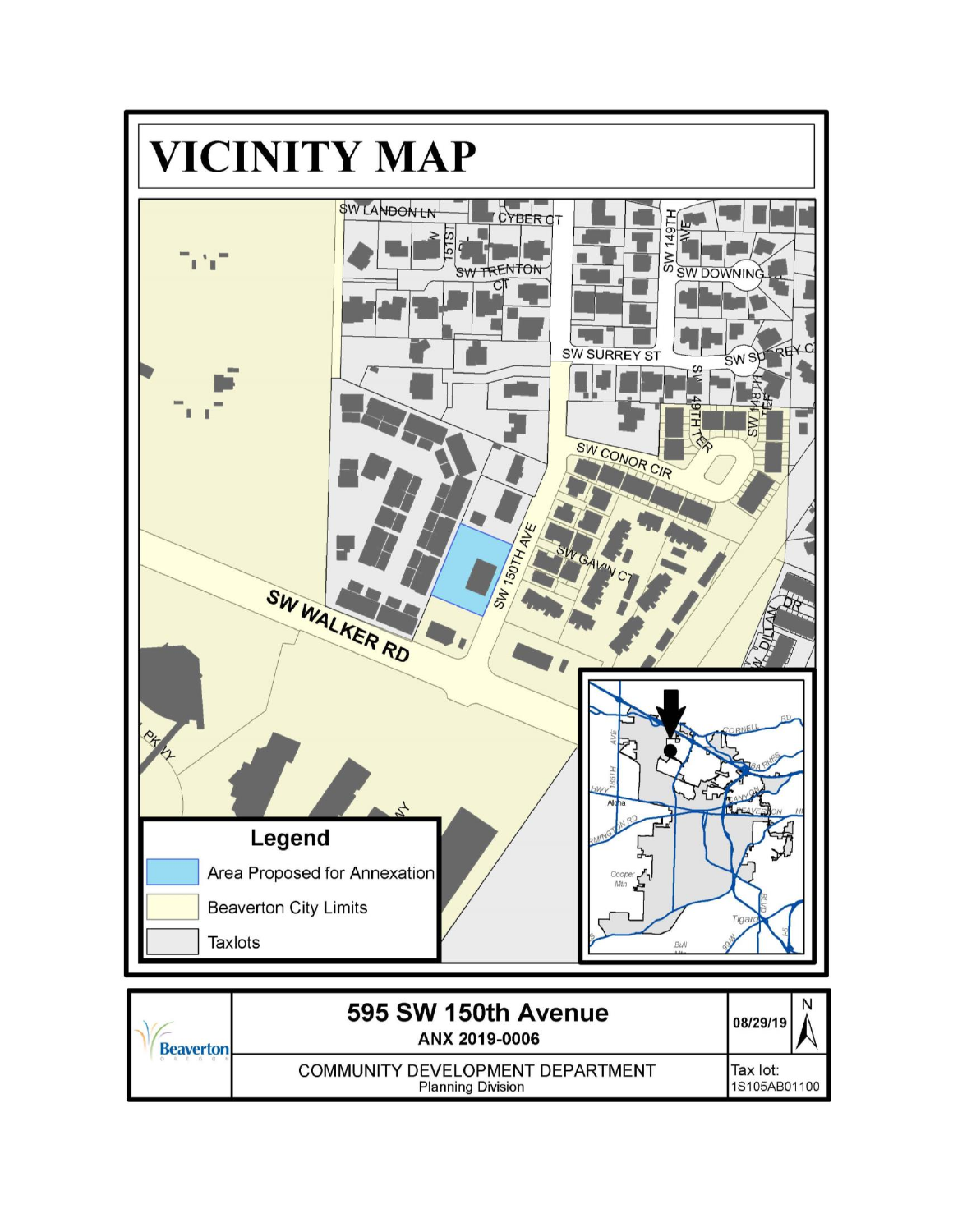# VICINITY MAP

SW LANDON LN
CYBER CT
SW 151ST PL
SW TRENTON CT
SW 149TH AVE
SW DOWNING
SW SURREY ST
SW SURREY CT
SW 149TH TER
SW 148TH TER
SW CONOR CIR
SW 150TH AVE
SW GAVIN CT
SW WALKER RD
SW DILLAN DR

## Legend

- Area Proposed for Annexation
- Beaverton City Limits
- Taxlots

CORNELL RD
185TH AVE
HWY
Aloha
FARMINGTON RD
Cooper Mtn
Tigard
Bull Mtn

Beaverton OREGON

**595 SW 150th Avenue**

**ANX 2019-0006**

COMMUNITY DEVELOPMENT DEPARTMENT
Planning Division

08/29/19

N

Tax lot:
1S105AB01100